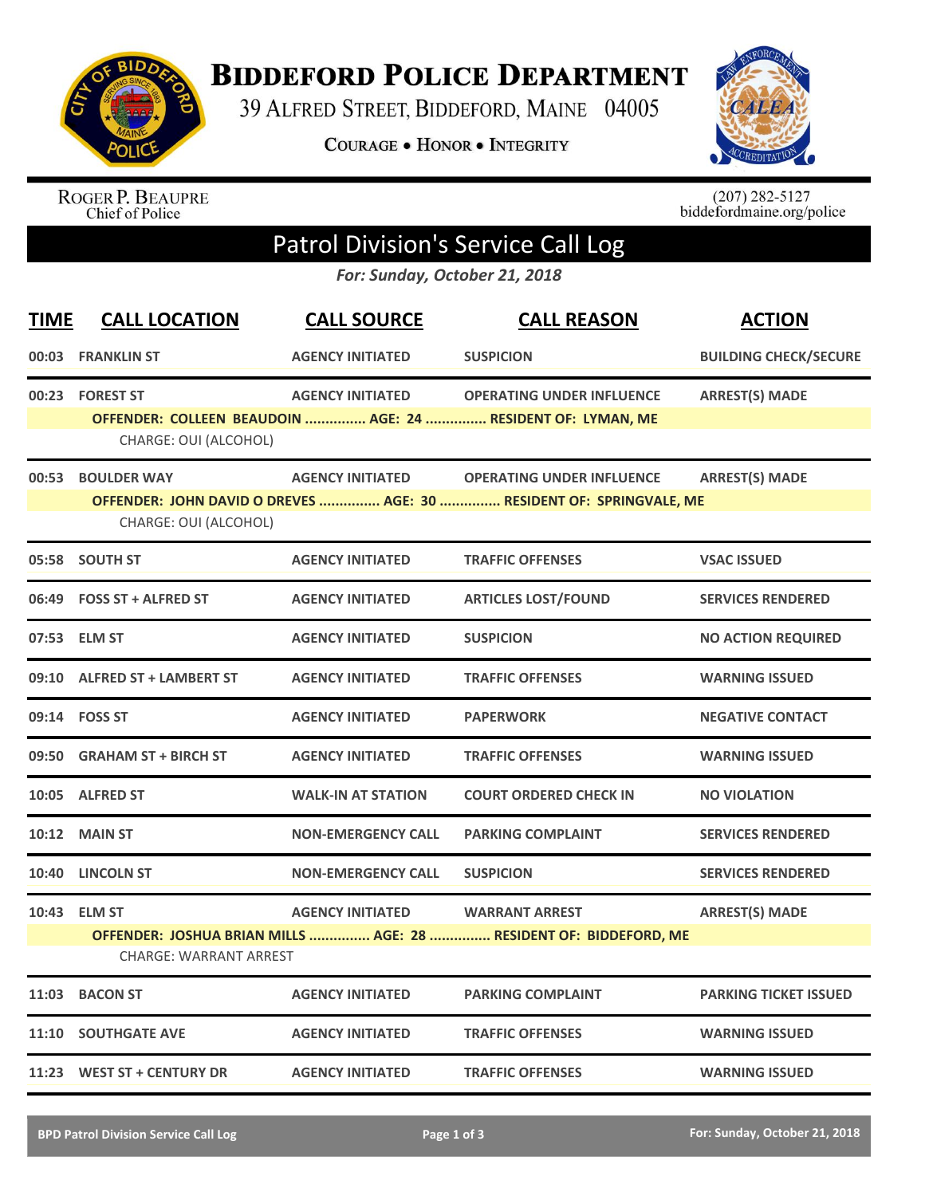# BIDDEFORD POLICE DEPARTMENT

39 ALFRED STREET, BIDDEFORD, MAINE 04005

COURAGE • HONOR • INTEGRITY

ROGER P. BEAUPRE
Chief of Police

(207) 282-5127
biddefordmaine.org/police

## Patrol Division's Service Call Log

*For: Sunday, October 21, 2018*

| TIME | CALL LOCATION | CALL SOURCE | CALL REASON | ACTION |
|---|---|---|---|---|
| 00:03 | FRANKLIN ST | AGENCY INITIATED | SUSPICION | BUILDING CHECK/SECURE |
| 00:23 | FOREST ST | AGENCY INITIATED | OPERATING UNDER INFLUENCE | ARREST(S) MADE |
| | OFFENDER: COLLEEN BEAUDOIN ............... AGE: 24 ............... RESIDENT OF: LYMAN, ME | | | |
| | CHARGE: OUI (ALCOHOL) | | | |
| 00:53 | BOULDER WAY | AGENCY INITIATED | OPERATING UNDER INFLUENCE | ARREST(S) MADE |
| | OFFENDER: JOHN DAVID O DREVES ............... AGE: 30 ............... RESIDENT OF: SPRINGVALE, ME | | | |
| | CHARGE: OUI (ALCOHOL) | | | |
| 05:58 | SOUTH ST | AGENCY INITIATED | TRAFFIC OFFENSES | VSAC ISSUED |
| 06:49 | FOSS ST + ALFRED ST | AGENCY INITIATED | ARTICLES LOST/FOUND | SERVICES RENDERED |
| 07:53 | ELM ST | AGENCY INITIATED | SUSPICION | NO ACTION REQUIRED |
| 09:10 | ALFRED ST + LAMBERT ST | AGENCY INITIATED | TRAFFIC OFFENSES | WARNING ISSUED |
| 09:14 | FOSS ST | AGENCY INITIATED | PAPERWORK | NEGATIVE CONTACT |
| 09:50 | GRAHAM ST + BIRCH ST | AGENCY INITIATED | TRAFFIC OFFENSES | WARNING ISSUED |
| 10:05 | ALFRED ST | WALK-IN AT STATION | COURT ORDERED CHECK IN | NO VIOLATION |
| 10:12 | MAIN ST | NON-EMERGENCY CALL | PARKING COMPLAINT | SERVICES RENDERED |
| 10:40 | LINCOLN ST | NON-EMERGENCY CALL | SUSPICION | SERVICES RENDERED |
| 10:43 | ELM ST | AGENCY INITIATED | WARRANT ARREST | ARREST(S) MADE |
| | OFFENDER: JOSHUA BRIAN MILLS ............... AGE: 28 ............... RESIDENT OF: BIDDEFORD, ME | | | |
| | CHARGE: WARRANT ARREST | | | |
| 11:03 | BACON ST | AGENCY INITIATED | PARKING COMPLAINT | PARKING TICKET ISSUED |
| 11:10 | SOUTHGATE AVE | AGENCY INITIATED | TRAFFIC OFFENSES | WARNING ISSUED |
| 11:23 | WEST ST + CENTURY DR | AGENCY INITIATED | TRAFFIC OFFENSES | WARNING ISSUED |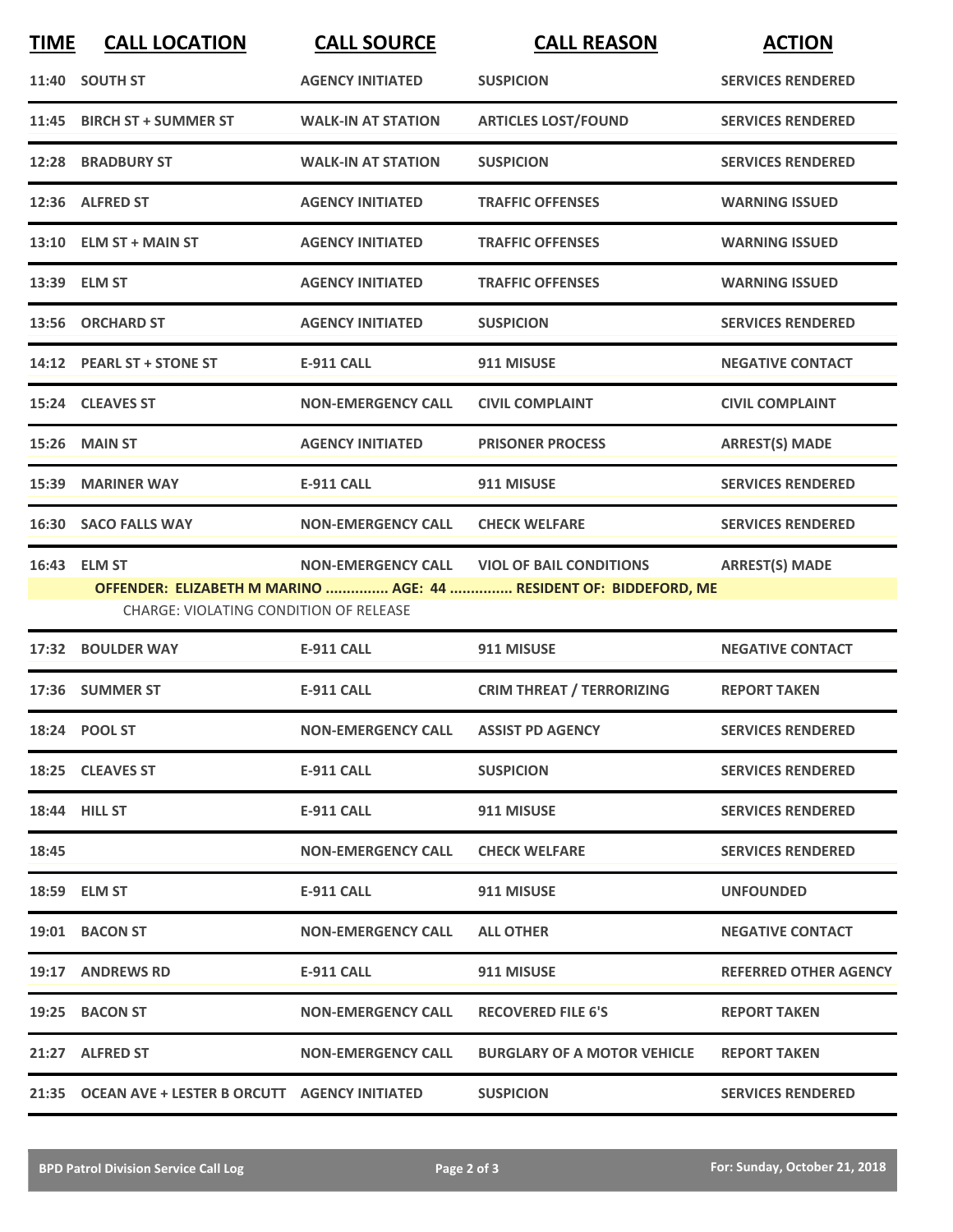| TIME | CALL LOCATION | CALL SOURCE | CALL REASON | ACTION |
|---|---|---|---|---|
| 11:40 | SOUTH ST | AGENCY INITIATED | SUSPICION | SERVICES RENDERED |
| 11:45 | BIRCH ST + SUMMER ST | WALK-IN AT STATION | ARTICLES LOST/FOUND | SERVICES RENDERED |
| 12:28 | BRADBURY ST | WALK-IN AT STATION | SUSPICION | SERVICES RENDERED |
| 12:36 | ALFRED ST | AGENCY INITIATED | TRAFFIC OFFENSES | WARNING ISSUED |
| 13:10 | ELM ST + MAIN ST | AGENCY INITIATED | TRAFFIC OFFENSES | WARNING ISSUED |
| 13:39 | ELM ST | AGENCY INITIATED | TRAFFIC OFFENSES | WARNING ISSUED |
| 13:56 | ORCHARD ST | AGENCY INITIATED | SUSPICION | SERVICES RENDERED |
| 14:12 | PEARL ST + STONE ST | E-911 CALL | 911 MISUSE | NEGATIVE CONTACT |
| 15:24 | CLEAVES ST | NON-EMERGENCY CALL | CIVIL COMPLAINT | CIVIL COMPLAINT |
| 15:26 | MAIN ST | AGENCY INITIATED | PRISONER PROCESS | ARREST(S) MADE |
| 15:39 | MARINER WAY | E-911 CALL | 911 MISUSE | SERVICES RENDERED |
| 16:30 | SACO FALLS WAY | NON-EMERGENCY CALL | CHECK WELFARE | SERVICES RENDERED |
| 16:43 | ELM ST | NON-EMERGENCY CALL | VIOL OF BAIL CONDITIONS | ARREST(S) MADE |
| | **OFFENDER: ELIZABETH M MARINO ............... AGE: 44 ............... RESIDENT OF: BIDDEFORD, ME** | | | |
| | CHARGE: VIOLATING CONDITION OF RELEASE | | | |
| 17:32 | BOULDER WAY | E-911 CALL | 911 MISUSE | NEGATIVE CONTACT |
| 17:36 | SUMMER ST | E-911 CALL | CRIM THREAT / TERRORIZING | REPORT TAKEN |
| 18:24 | POOL ST | NON-EMERGENCY CALL | ASSIST PD AGENCY | SERVICES RENDERED |
| 18:25 | CLEAVES ST | E-911 CALL | SUSPICION | SERVICES RENDERED |
| 18:44 | HILL ST | E-911 CALL | 911 MISUSE | SERVICES RENDERED |
| 18:45 | | NON-EMERGENCY CALL | CHECK WELFARE | SERVICES RENDERED |
| 18:59 | ELM ST | E-911 CALL | 911 MISUSE | UNFOUNDED |
| 19:01 | BACON ST | NON-EMERGENCY CALL | ALL OTHER | NEGATIVE CONTACT |
| 19:17 | ANDREWS RD | E-911 CALL | 911 MISUSE | REFERRED OTHER AGENCY |
| 19:25 | BACON ST | NON-EMERGENCY CALL | RECOVERED FILE 6'S | REPORT TAKEN |
| 21:27 | ALFRED ST | NON-EMERGENCY CALL | BURGLARY OF A MOTOR VEHICLE | REPORT TAKEN |
| 21:35 | OCEAN AVE + LESTER B ORCUTT | AGENCY INITIATED | SUSPICION | SERVICES RENDERED |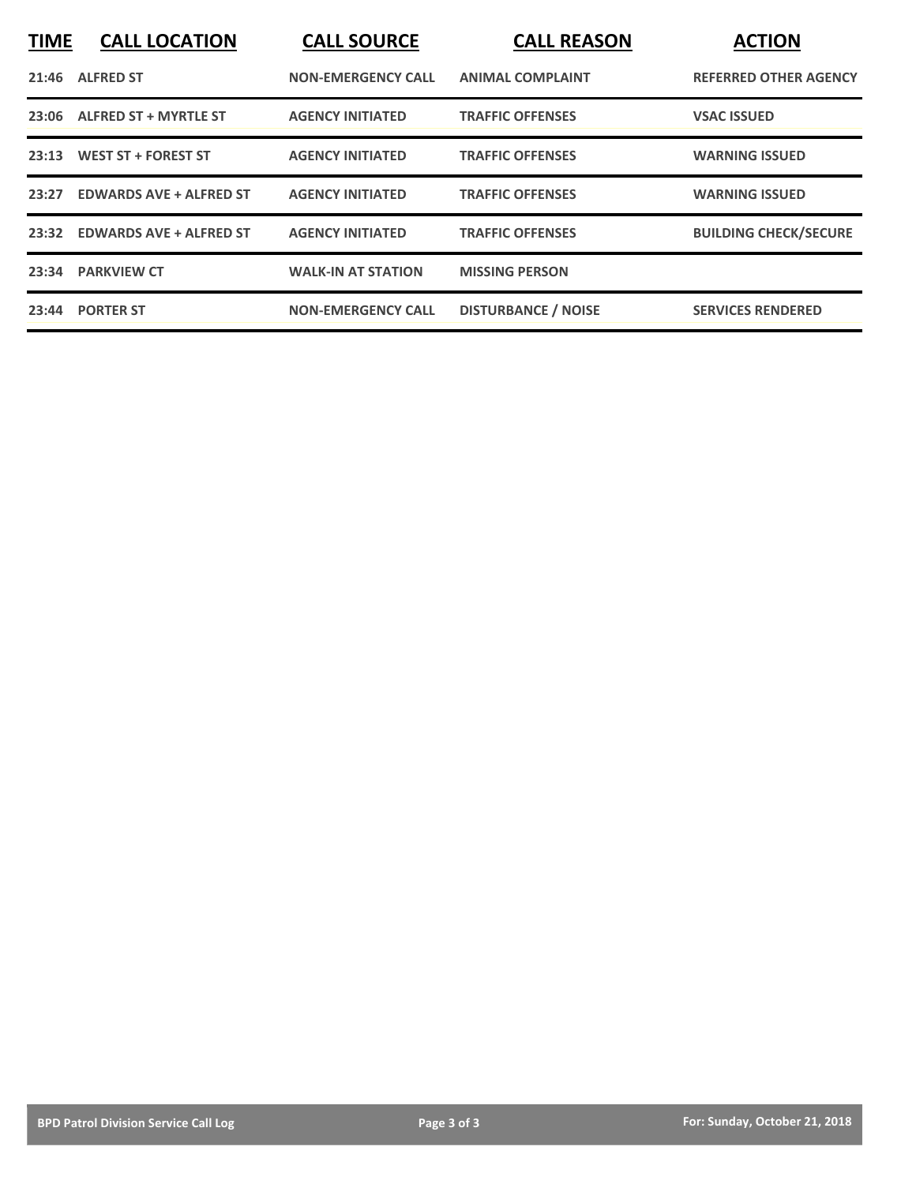| TIME | CALL LOCATION | CALL SOURCE | CALL REASON | ACTION |
|---|---|---|---|---|
| 21:46 | ALFRED ST | NON-EMERGENCY CALL | ANIMAL COMPLAINT | REFERRED OTHER AGENCY |
| 23:06 | ALFRED ST + MYRTLE ST | AGENCY INITIATED | TRAFFIC OFFENSES | VSAC ISSUED |
| 23:13 | WEST ST + FOREST ST | AGENCY INITIATED | TRAFFIC OFFENSES | WARNING ISSUED |
| 23:27 | EDWARDS AVE + ALFRED ST | AGENCY INITIATED | TRAFFIC OFFENSES | WARNING ISSUED |
| 23:32 | EDWARDS AVE + ALFRED ST | AGENCY INITIATED | TRAFFIC OFFENSES | BUILDING CHECK/SECURE |
| 23:34 | PARKVIEW CT | WALK-IN AT STATION | MISSING PERSON | |
| 23:44 | PORTER ST | NON-EMERGENCY CALL | DISTURBANCE / NOISE | SERVICES RENDERED |